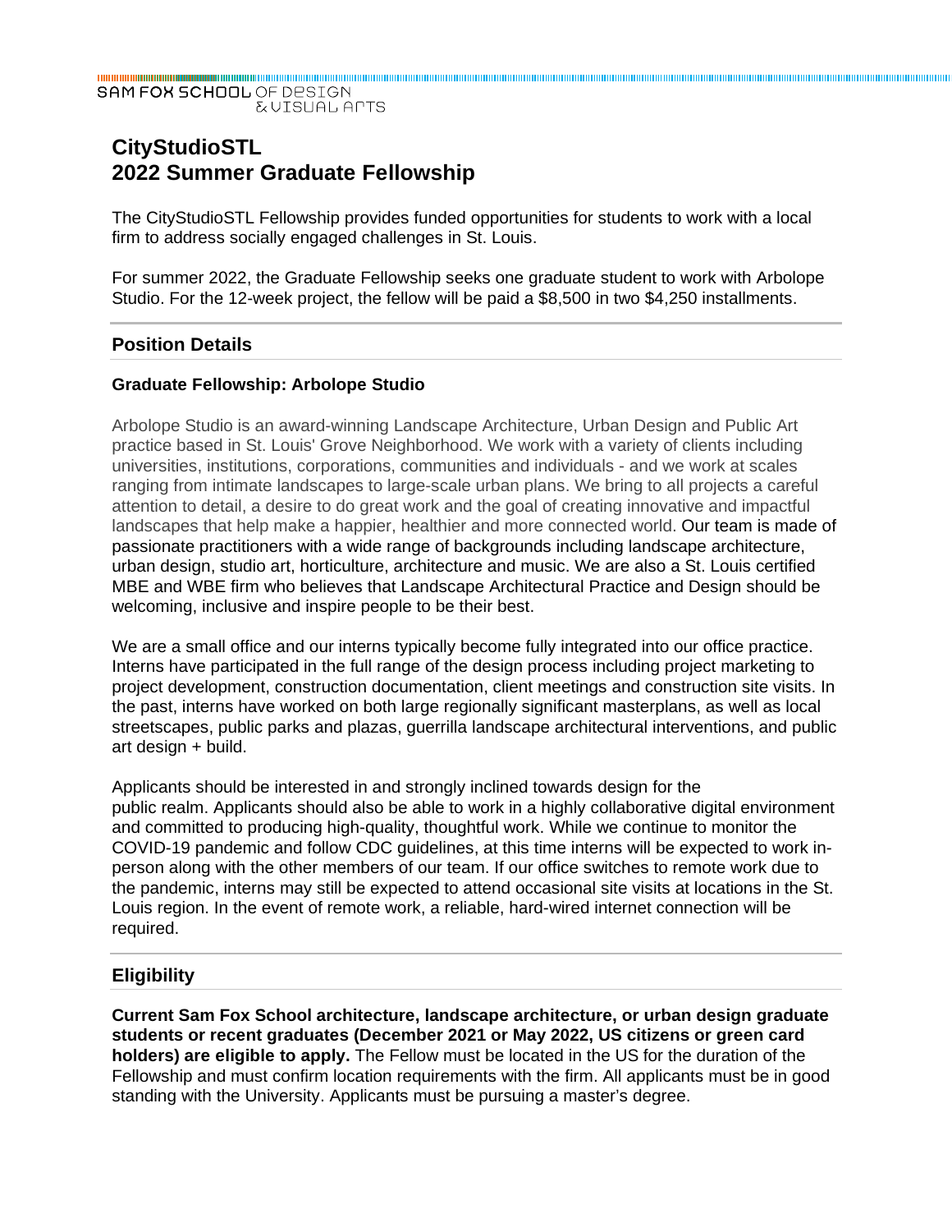SAM FOX SCHOOL OF DESIGN & VISUAL ARTS

# CityStudioSTL
# 2022 Summer Graduate Fellowship

The CityStudioSTL Fellowship provides funded opportunities for students to work with a local firm to address socially engaged challenges in St. Louis.

For summer 2022, the Graduate Fellowship seeks one graduate student to work with Arbolope Studio. For the 12-week project, the fellow will be paid a $8,500 in two $4,250 installments.

## Position Details

### Graduate Fellowship: Arbolope Studio

Arbolope Studio is an award-winning Landscape Architecture, Urban Design and Public Art practice based in St. Louis' Grove Neighborhood. We work with a variety of clients including universities, institutions, corporations, communities and individuals - and we work at scales ranging from intimate landscapes to large-scale urban plans. We bring to all projects a careful attention to detail, a desire to do great work and the goal of creating innovative and impactful landscapes that help make a happier, healthier and more connected world. Our team is made of passionate practitioners with a wide range of backgrounds including landscape architecture, urban design, studio art, horticulture, architecture and music. We are also a St. Louis certified MBE and WBE firm who believes that Landscape Architectural Practice and Design should be welcoming, inclusive and inspire people to be their best.

We are a small office and our interns typically become fully integrated into our office practice. Interns have participated in the full range of the design process including project marketing to project development, construction documentation, client meetings and construction site visits. In the past, interns have worked on both large regionally significant masterplans, as well as local streetscapes, public parks and plazas, guerrilla landscape architectural interventions, and public art design + build.

Applicants should be interested in and strongly inclined towards design for the public realm. Applicants should also be able to work in a highly collaborative digital environment and committed to producing high-quality, thoughtful work. While we continue to monitor the COVID-19 pandemic and follow CDC guidelines, at this time interns will be expected to work in-person along with the other members of our team. If our office switches to remote work due to the pandemic, interns may still be expected to attend occasional site visits at locations in the St. Louis region. In the event of remote work, a reliable, hard-wired internet connection will be required.

## Eligibility

**Current Sam Fox School architecture, landscape architecture, or urban design graduate students or recent graduates (December 2021 or May 2022, US citizens or green card holders) are eligible to apply.** The Fellow must be located in the US for the duration of the Fellowship and must confirm location requirements with the firm. All applicants must be in good standing with the University. Applicants must be pursuing a master's degree.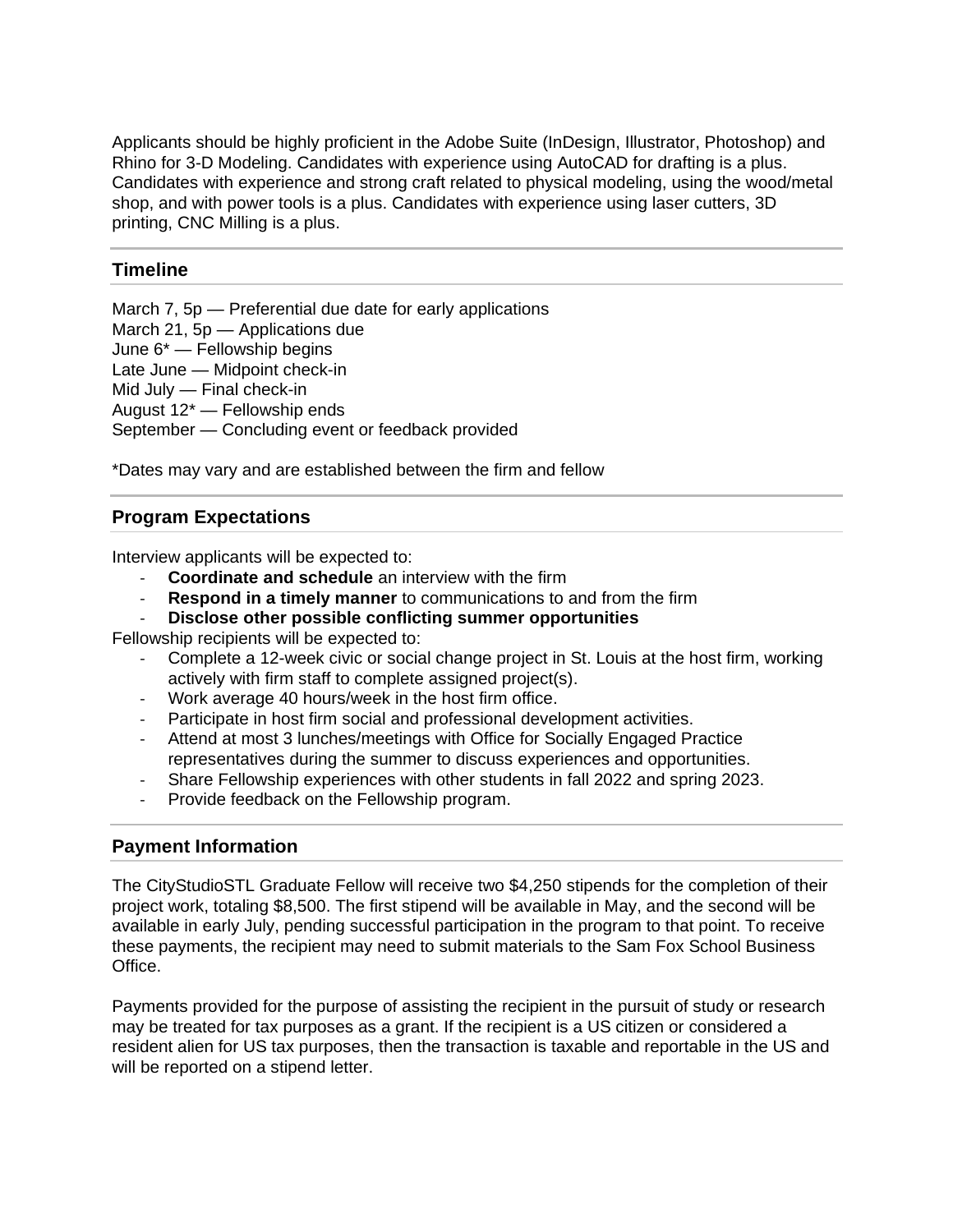Applicants should be highly proficient in the Adobe Suite (InDesign, Illustrator, Photoshop) and Rhino for 3-D Modeling. Candidates with experience using AutoCAD for drafting is a plus. Candidates with experience and strong craft related to physical modeling, using the wood/metal shop, and with power tools is a plus. Candidates with experience using laser cutters, 3D printing, CNC Milling is a plus.

## Timeline

March 7, 5p — Preferential due date for early applications
March 21, 5p — Applications due
June 6* — Fellowship begins
Late June — Midpoint check-in
Mid July — Final check-in
August 12* — Fellowship ends
September — Concluding event or feedback provided

*Dates may vary and are established between the firm and fellow

## Program Expectations

Interview applicants will be expected to:

- **Coordinate and schedule** an interview with the firm
- **Respond in a timely manner** to communications to and from the firm
- **Disclose other possible conflicting summer opportunities**

Fellowship recipients will be expected to:

- Complete a 12-week civic or social change project in St. Louis at the host firm, working actively with firm staff to complete assigned project(s).
- Work average 40 hours/week in the host firm office.
- Participate in host firm social and professional development activities.
- Attend at most 3 lunches/meetings with Office for Socially Engaged Practice representatives during the summer to discuss experiences and opportunities.
- Share Fellowship experiences with other students in fall 2022 and spring 2023.
- Provide feedback on the Fellowship program.

## Payment Information

The CityStudioSTL Graduate Fellow will receive two $4,250 stipends for the completion of their project work, totaling $8,500. The first stipend will be available in May, and the second will be available in early July, pending successful participation in the program to that point. To receive these payments, the recipient may need to submit materials to the Sam Fox School Business Office.

Payments provided for the purpose of assisting the recipient in the pursuit of study or research may be treated for tax purposes as a grant. If the recipient is a US citizen or considered a resident alien for US tax purposes, then the transaction is taxable and reportable in the US and will be reported on a stipend letter.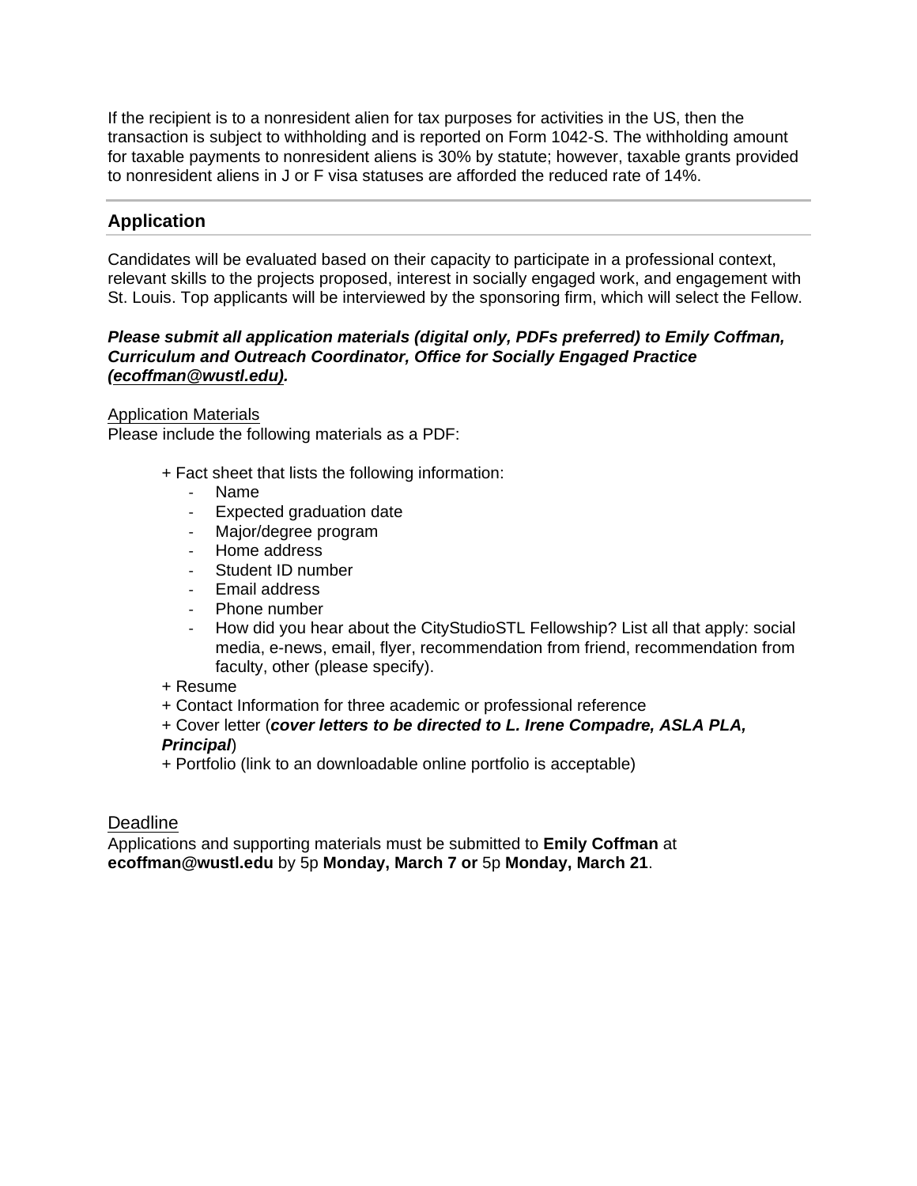If the recipient is to a nonresident alien for tax purposes for activities in the US, then the transaction is subject to withholding and is reported on Form 1042-S. The withholding amount for taxable payments to nonresident aliens is 30% by statute; however, taxable grants provided to nonresident aliens in J or F visa statuses are afforded the reduced rate of 14%.

---

## Application

Candidates will be evaluated based on their capacity to participate in a professional context, relevant skills to the projects proposed, interest in socially engaged work, and engagement with St. Louis. Top applicants will be interviewed by the sponsoring firm, which will select the Fellow.

***Please submit all application materials (digital only, PDFs preferred) to Emily Coffman, Curriculum and Outreach Coordinator, Office for Socially Engaged Practice (ecoffman@wustl.edu).***

Application Materials

Please include the following materials as a PDF:

+ Fact sheet that lists the following information:
  - Name
  - Expected graduation date
  - Major/degree program
  - Home address
  - Student ID number
  - Email address
  - Phone number
  - How did you hear about the CityStudioSTL Fellowship? List all that apply: social media, e-news, email, flyer, recommendation from friend, recommendation from faculty, other (please specify).
+ Resume
+ Contact Information for three academic or professional reference
+ Cover letter (***cover letters to be directed to L. Irene Compadre, ASLA PLA, Principal***)
+ Portfolio (link to an downloadable online portfolio is acceptable)

Deadline

Applications and supporting materials must be submitted to **Emily Coffman** at **ecoffman@wustl.edu** by 5p **Monday, March 7 or** 5p **Monday, March 21**.